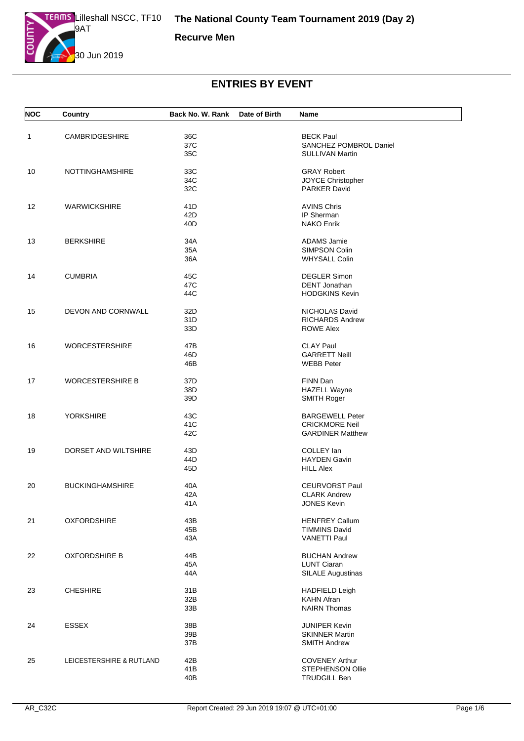# The National County Team Tournament 2019 (Day 2)

**Recurve Men**

Lilleshall NSCC, TF10 9AT

30 Jun 2019

## ENTRIES BY EVENT

| NOC | Country | Back No. | W. Rank | Date of Birth | Name |
|---|---|---|---|---|---|
| 1 | CAMBRIDGESHIRE | 36C | | | BECK Paul |
| | | 37C | | | SANCHEZ POMBROL Daniel |
| | | 35C | | | SULLIVAN Martin |
| 10 | NOTTINGHAMSHIRE | 33C | | | GRAY Robert |
| | | 34C | | | JOYCE Christopher |
| | | 32C | | | PARKER David |
| 12 | WARWICKSHIRE | 41D | | | AVINS Chris |
| | | 42D | | | IP Sherman |
| | | 40D | | | NAKO Enrik |
| 13 | BERKSHIRE | 34A | | | ADAMS Jamie |
| | | 35A | | | SIMPSON Colin |
| | | 36A | | | WHYSALL Colin |
| 14 | CUMBRIA | 45C | | | DEGLER Simon |
| | | 47C | | | DENT Jonathan |
| | | 44C | | | HODGKINS Kevin |
| 15 | DEVON AND CORNWALL | 32D | | | NICHOLAS David |
| | | 31D | | | RICHARDS Andrew |
| | | 33D | | | ROWE Alex |
| 16 | WORCESTERSHIRE | 47B | | | CLAY Paul |
| | | 46D | | | GARRETT Neill |
| | | 46B | | | WEBB Peter |
| 17 | WORCESTERSHIRE B | 37D | | | FINN Dan |
| | | 38D | | | HAZELL Wayne |
| | | 39D | | | SMITH Roger |
| 18 | YORKSHIRE | 43C | | | BARGEWELL Peter |
| | | 41C | | | CRICKMORE Neil |
| | | 42C | | | GARDINER Matthew |
| 19 | DORSET AND WILTSHIRE | 43D | | | COLLEY Ian |
| | | 44D | | | HAYDEN Gavin |
| | | 45D | | | HILL Alex |
| 20 | BUCKINGHAMSHIRE | 40A | | | CEURVORST Paul |
| | | 42A | | | CLARK Andrew |
| | | 41A | | | JONES Kevin |
| 21 | OXFORDSHIRE | 43B | | | HENFREY Callum |
| | | 45B | | | TIMMINS David |
| | | 43A | | | VANETTI Paul |
| 22 | OXFORDSHIRE B | 44B | | | BUCHAN Andrew |
| | | 45A | | | LUNT Ciaran |
| | | 44A | | | SILALE Augustinas |
| 23 | CHESHIRE | 31B | | | HADFIELD Leigh |
| | | 32B | | | KAHN Afran |
| | | 33B | | | NAIRN Thomas |
| 24 | ESSEX | 38B | | | JUNIPER Kevin |
| | | 39B | | | SKINNER Martin |
| | | 37B | | | SMITH Andrew |
| 25 | LEICESTERSHIRE & RUTLAND | 42B | | | COVENEY Arthur |
| | | 41B | | | STEPHENSON Ollie |
| | | 40B | | | TRUDGILL Ben |

AR_C32C

Report Created: 29 Jun 2019 19:07 @ UTC+01:00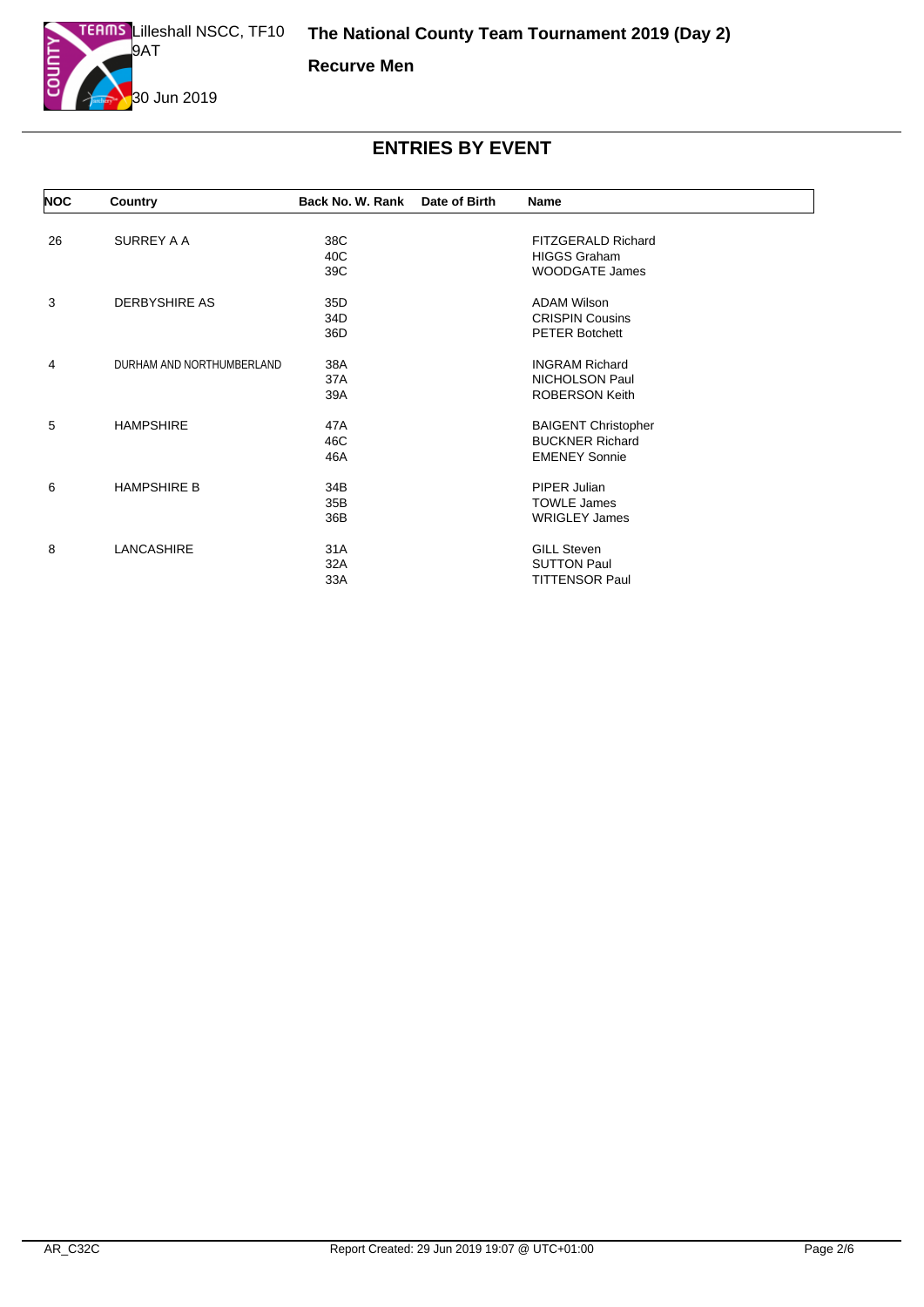# The National County Team Tournament 2019 (Day 2)

Lilleshall NSCC, TF10 9AT

30 Jun 2019

**Recurve Men**

## ENTRIES BY EVENT

| NOC | Country | Back No. | W. Rank | Date of Birth | Name |
|---|---|---|---|---|---|
| 26 | SURREY A A | 38C | | | FITZGERALD Richard |
| | | 40C | | | HIGGS Graham |
| | | 39C | | | WOODGATE James |
| 3 | DERBYSHIRE AS | 35D | | | ADAM Wilson |
| | | 34D | | | CRISPIN Cousins |
| | | 36D | | | PETER Botchett |
| 4 | DURHAM AND NORTHUMBERLAND | 38A | | | INGRAM Richard |
| | | 37A | | | NICHOLSON Paul |
| | | 39A | | | ROBERSON Keith |
| 5 | HAMPSHIRE | 47A | | | BAIGENT Christopher |
| | | 46C | | | BUCKNER Richard |
| | | 46A | | | EMENEY Sonnie |
| 6 | HAMPSHIRE B | 34B | | | PIPER Julian |
| | | 35B | | | TOWLE James |
| | | 36B | | | WRIGLEY James |
| 8 | LANCASHIRE | 31A | | | GILL Steven |
| | | 32A | | | SUTTON Paul |
| | | 33A | | | TITTENSOR Paul |

AR_C32C

Report Created: 29 Jun 2019 19:07 @ UTC+01:00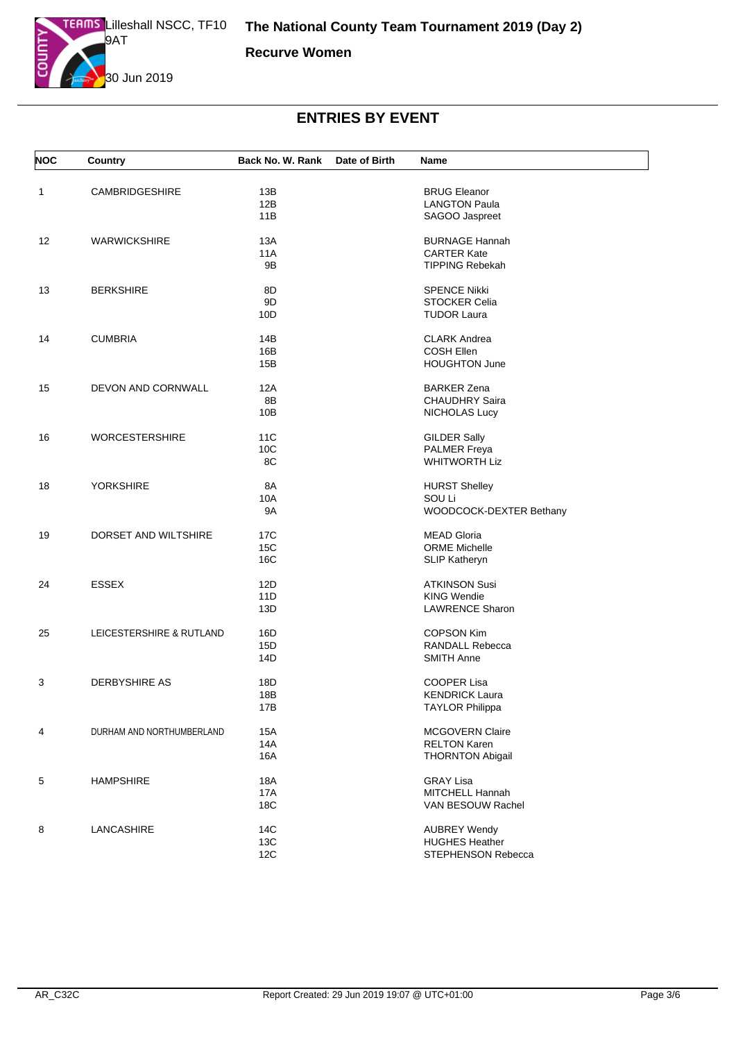# The National County Team Tournament 2019 (Day 2)

Lilleshall NSCC, TF10 9AT

30 Jun 2019

**Recurve Women**

## ENTRIES BY EVENT

| NOC | Country | Back No. | W. Rank | Date of Birth | Name |
|---|---|---|---|---|---|
| 1 | CAMBRIDGESHIRE | 13B | | | BRUG Eleanor |
| | | 12B | | | LANGTON Paula |
| | | 11B | | | SAGOO Jaspreet |
| 12 | WARWICKSHIRE | 13A | | | BURNAGE Hannah |
| | | 11A | | | CARTER Kate |
| | | 9B | | | TIPPING Rebekah |
| 13 | BERKSHIRE | 8D | | | SPENCE Nikki |
| | | 9D | | | STOCKER Celia |
| | | 10D | | | TUDOR Laura |
| 14 | CUMBRIA | 14B | | | CLARK Andrea |
| | | 16B | | | COSH Ellen |
| | | 15B | | | HOUGHTON June |
| 15 | DEVON AND CORNWALL | 12A | | | BARKER Zena |
| | | 8B | | | CHAUDHRY Saira |
| | | 10B | | | NICHOLAS Lucy |
| 16 | WORCESTERSHIRE | 11C | | | GILDER Sally |
| | | 10C | | | PALMER Freya |
| | | 8C | | | WHITWORTH Liz |
| 18 | YORKSHIRE | 8A | | | HURST Shelley |
| | | 10A | | | SOU Li |
| | | 9A | | | WOODCOCK-DEXTER Bethany |
| 19 | DORSET AND WILTSHIRE | 17C | | | MEAD Gloria |
| | | 15C | | | ORME Michelle |
| | | 16C | | | SLIP Katheryn |
| 24 | ESSEX | 12D | | | ATKINSON Susi |
| | | 11D | | | KING Wendie |
| | | 13D | | | LAWRENCE Sharon |
| 25 | LEICESTERSHIRE & RUTLAND | 16D | | | COPSON Kim |
| | | 15D | | | RANDALL Rebecca |
| | | 14D | | | SMITH Anne |
| 3 | DERBYSHIRE AS | 18D | | | COOPER Lisa |
| | | 18B | | | KENDRICK Laura |
| | | 17B | | | TAYLOR Philippa |
| 4 | DURHAM AND NORTHUMBERLAND | 15A | | | MCGOVERN Claire |
| | | 14A | | | RELTON Karen |
| | | 16A | | | THORNTON Abigail |
| 5 | HAMPSHIRE | 18A | | | GRAY Lisa |
| | | 17A | | | MITCHELL Hannah |
| | | 18C | | | VAN BESOUW Rachel |
| 8 | LANCASHIRE | 14C | | | AUBREY Wendy |
| | | 13C | | | HUGHES Heather |
| | | 12C | | | STEPHENSON Rebecca |

AR_C32C Report Created: 29 Jun 2019 19:07 @ UTC+01:00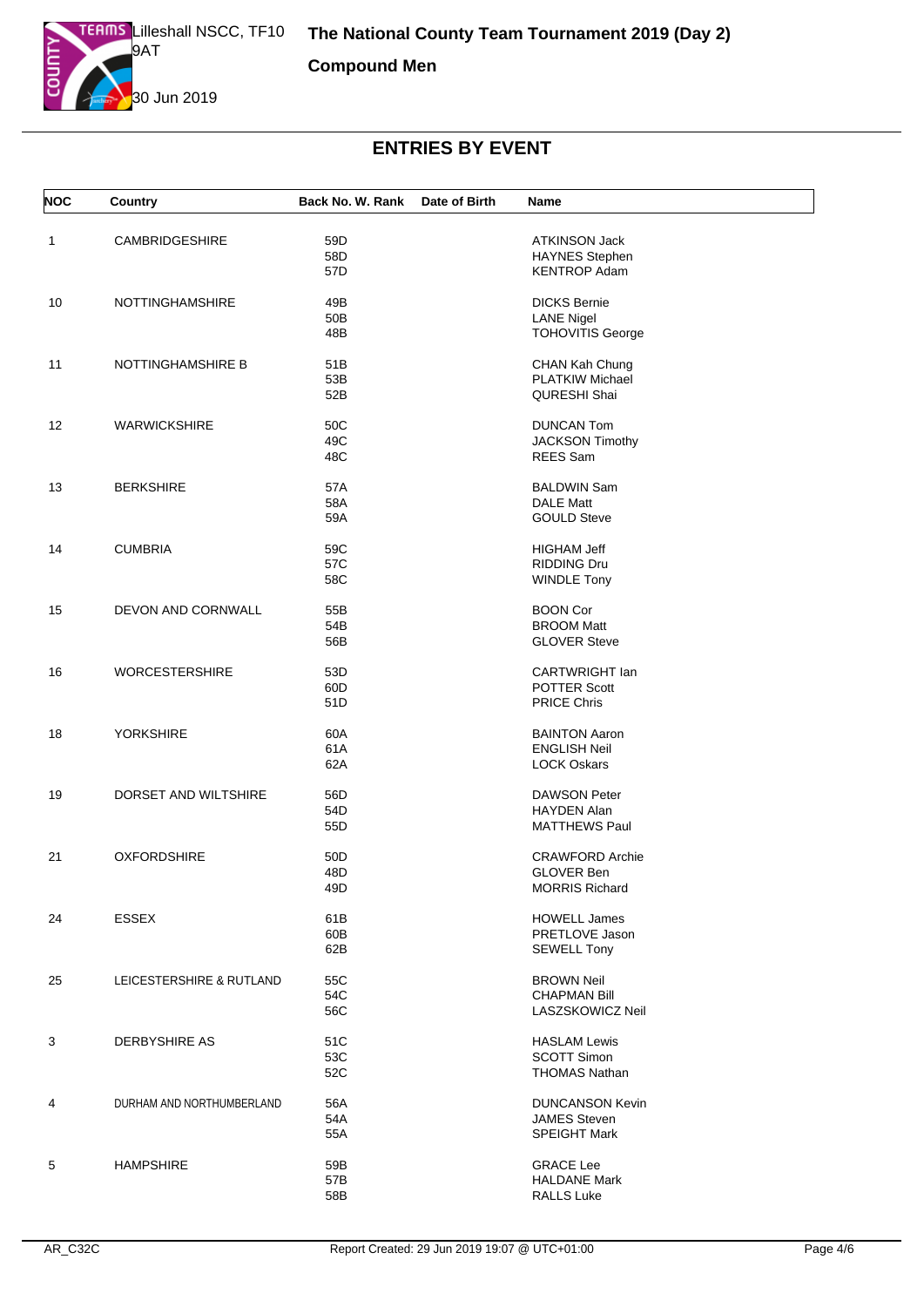# The National County Team Tournament 2019 (Day 2)

**Compound Men**

Lilleshall NSCC, TF10 9AT

30 Jun 2019

## ENTRIES BY EVENT

| NOC | Country | Back No. | W. Rank | Date of Birth | Name |
|---|---|---|---|---|---|
| 1 | CAMBRIDGESHIRE | 59D | | | ATKINSON Jack |
| | | 58D | | | HAYNES Stephen |
| | | 57D | | | KENTROP Adam |
| 10 | NOTTINGHAMSHIRE | 49B | | | DICKS Bernie |
| | | 50B | | | LANE Nigel |
| | | 48B | | | TOHOVITIS George |
| 11 | NOTTINGHAMSHIRE B | 51B | | | CHAN Kah Chung |
| | | 53B | | | PLATKIW Michael |
| | | 52B | | | QURESHI Shai |
| 12 | WARWICKSHIRE | 50C | | | DUNCAN Tom |
| | | 49C | | | JACKSON Timothy |
| | | 48C | | | REES Sam |
| 13 | BERKSHIRE | 57A | | | BALDWIN Sam |
| | | 58A | | | DALE Matt |
| | | 59A | | | GOULD Steve |
| 14 | CUMBRIA | 59C | | | HIGHAM Jeff |
| | | 57C | | | RIDDING Dru |
| | | 58C | | | WINDLE Tony |
| 15 | DEVON AND CORNWALL | 55B | | | BOON Cor |
| | | 54B | | | BROOM Matt |
| | | 56B | | | GLOVER Steve |
| 16 | WORCESTERSHIRE | 53D | | | CARTWRIGHT Ian |
| | | 60D | | | POTTER Scott |
| | | 51D | | | PRICE Chris |
| 18 | YORKSHIRE | 60A | | | BAINTON Aaron |
| | | 61A | | | ENGLISH Neil |
| | | 62A | | | LOCK Oskars |
| 19 | DORSET AND WILTSHIRE | 56D | | | DAWSON Peter |
| | | 54D | | | HAYDEN Alan |
| | | 55D | | | MATTHEWS Paul |
| 21 | OXFORDSHIRE | 50D | | | CRAWFORD Archie |
| | | 48D | | | GLOVER Ben |
| | | 49D | | | MORRIS Richard |
| 24 | ESSEX | 61B | | | HOWELL James |
| | | 60B | | | PRETLOVE Jason |
| | | 62B | | | SEWELL Tony |
| 25 | LEICESTERSHIRE & RUTLAND | 55C | | | BROWN Neil |
| | | 54C | | | CHAPMAN Bill |
| | | 56C | | | LASZSKOWICZ Neil |
| 3 | DERBYSHIRE AS | 51C | | | HASLAM Lewis |
| | | 53C | | | SCOTT Simon |
| | | 52C | | | THOMAS Nathan |
| 4 | DURHAM AND NORTHUMBERLAND | 56A | | | DUNCANSON Kevin |
| | | 54A | | | JAMES Steven |
| | | 55A | | | SPEIGHT Mark |
| 5 | HAMPSHIRE | 59B | | | GRACE Lee |
| | | 57B | | | HALDANE Mark |
| | | 58B | | | RALLS Luke |

AR_C32C — Report Created: 29 Jun 2019 19:07 @ UTC+01:00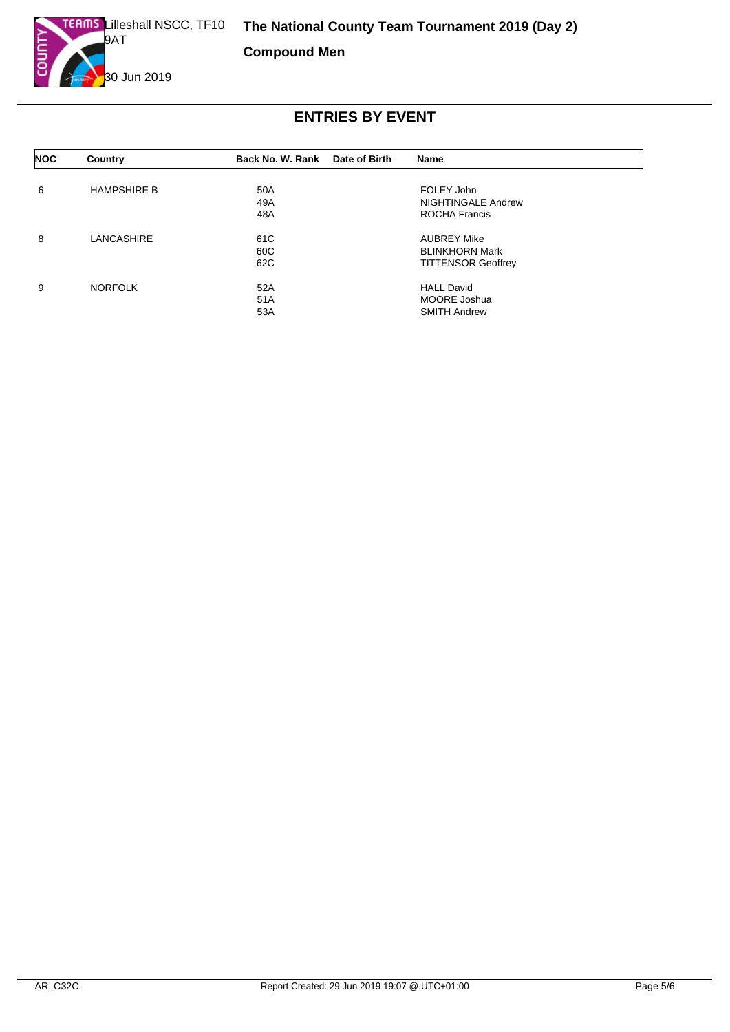# ENTRIES BY EVENT

| NOC | Country | Back No. | W. Rank | Date of Birth | Name |
|---|---|---|---|---|---|
| 6 | HAMPSHIRE B | 50A | | | FOLEY John |
| | | 49A | | | NIGHTINGALE Andrew |
| | | 48A | | | ROCHA Francis |
| 8 | LANCASHIRE | 61C | | | AUBREY Mike |
| | | 60C | | | BLINKHORN Mark |
| | | 62C | | | TITTENSOR Geoffrey |
| 9 | NORFOLK | 52A | | | HALL David |
| | | 51A | | | MOORE Joshua |
| | | 53A | | | SMITH Andrew |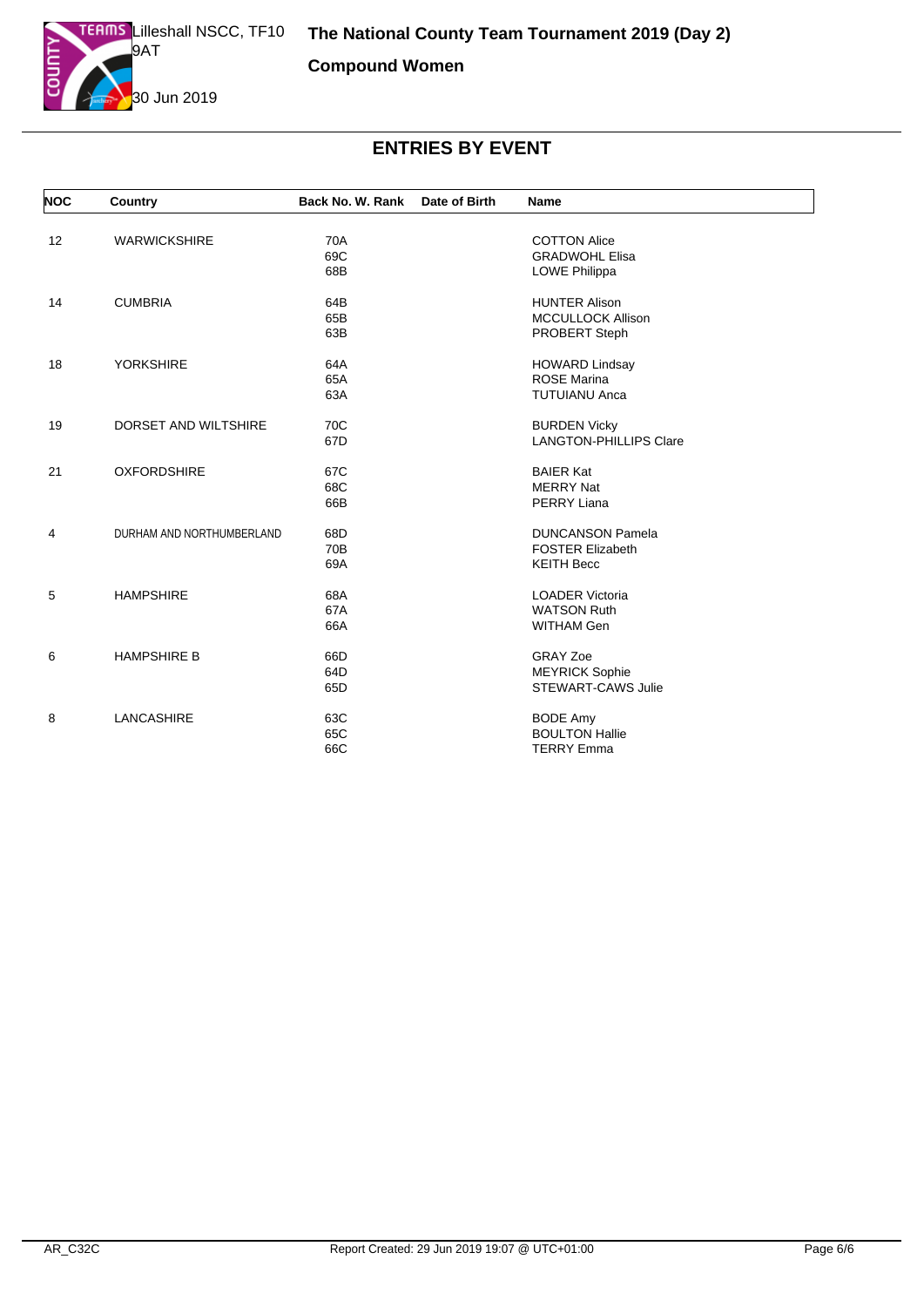Lilleshall NSCC, TF10 9AT

30 Jun 2019

# The National County Team Tournament 2019 (Day 2)

## Compound Women

## ENTRIES BY EVENT

| NOC | Country | Back No. | W. Rank | Date of Birth | Name |
|---|---|---|---|---|---|
| 12 | WARWICKSHIRE | 70A | | | COTTON Alice |
| | | 69C | | | GRADWOHL Elisa |
| | | 68B | | | LOWE Philippa |
| 14 | CUMBRIA | 64B | | | HUNTER Alison |
| | | 65B | | | MCCULLOCK Allison |
| | | 63B | | | PROBERT Steph |
| 18 | YORKSHIRE | 64A | | | HOWARD Lindsay |
| | | 65A | | | ROSE Marina |
| | | 63A | | | TUTUIANU Anca |
| 19 | DORSET AND WILTSHIRE | 70C | | | BURDEN Vicky |
| | | 67D | | | LANGTON-PHILLIPS Clare |
| 21 | OXFORDSHIRE | 67C | | | BAIER Kat |
| | | 68C | | | MERRY Nat |
| | | 66B | | | PERRY Liana |
| 4 | DURHAM AND NORTHUMBERLAND | 68D | | | DUNCANSON Pamela |
| | | 70B | | | FOSTER Elizabeth |
| | | 69A | | | KEITH Becc |
| 5 | HAMPSHIRE | 68A | | | LOADER Victoria |
| | | 67A | | | WATSON Ruth |
| | | 66A | | | WITHAM Gen |
| 6 | HAMPSHIRE B | 66D | | | GRAY Zoe |
| | | 64D | | | MEYRICK Sophie |
| | | 65D | | | STEWART-CAWS Julie |
| 8 | LANCASHIRE | 63C | | | BODE Amy |
| | | 65C | | | BOULTON Hallie |
| | | 66C | | | TERRY Emma |

AR_C32C

Report Created: 29 Jun 2019 19:07 @ UTC+01:00